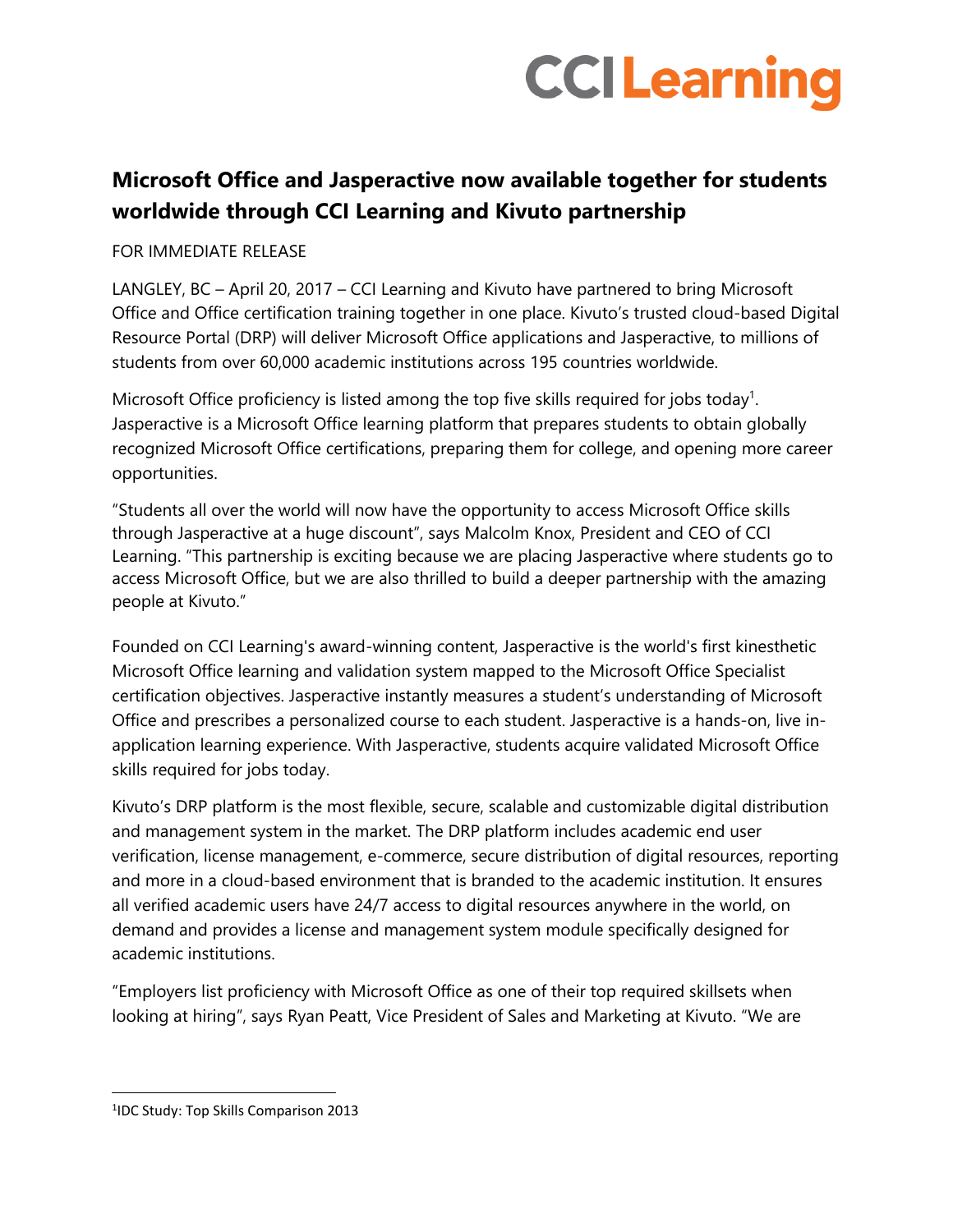# Microsoft Office and Jasperactive now available together for students worldwide through CCI Learning and Kivuto partnership

FOR IMMEDIATE RELEASE

LANGLEY, BC – April 20, 2017 – CCI Learning and Kivuto have partnered to bring Microsoft Office and Office certification training together in one place. Kivuto's trusted cloud-based Digital Resource Portal (DRP) will deliver Microsoft Office applications and Jasperactive, to millions of students from over 60,000 academic institutions across 195 countries worldwide.

Microsoft Office proficiency is listed among the top five skills required for jobs today[1]. Jasperactive is a Microsoft Office learning platform that prepares students to obtain globally recognized Microsoft Office certifications, preparing them for college, and opening more career opportunities.

"Students all over the world will now have the opportunity to access Microsoft Office skills through Jasperactive at a huge discount", says Malcolm Knox, President and CEO of CCI Learning. "This partnership is exciting because we are placing Jasperactive where students go to access Microsoft Office, but we are also thrilled to build a deeper partnership with the amazing people at Kivuto."

Founded on CCI Learning's award-winning content, Jasperactive is the world's first kinesthetic Microsoft Office learning and validation system mapped to the Microsoft Office Specialist certification objectives. Jasperactive instantly measures a student's understanding of Microsoft Office and prescribes a personalized course to each student. Jasperactive is a hands-on, live in-application learning experience. With Jasperactive, students acquire validated Microsoft Office skills required for jobs today.

Kivuto's DRP platform is the most flexible, secure, scalable and customizable digital distribution and management system in the market. The DRP platform includes academic end user verification, license management, e-commerce, secure distribution of digital resources, reporting and more in a cloud-based environment that is branded to the academic institution. It ensures all verified academic users have 24/7 access to digital resources anywhere in the world, on demand and provides a license and management system module specifically designed for academic institutions.

"Employers list proficiency with Microsoft Office as one of their top required skillsets when looking at hiring", says Ryan Peatt, Vice President of Sales and Marketing at Kivuto. "We are

[1]IDC Study: Top Skills Comparison 2013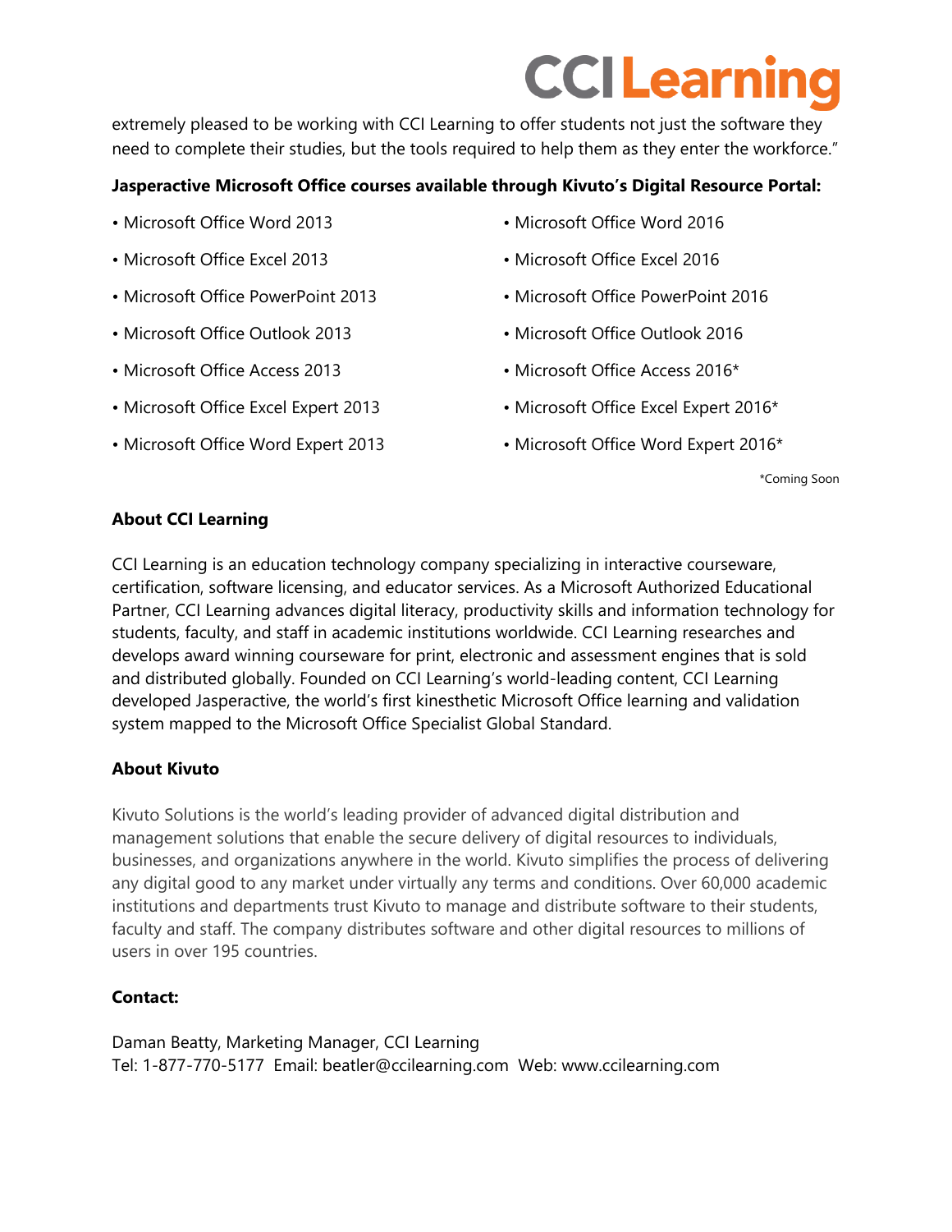extremely pleased to be working with CCI Learning to offer students not just the software they need to complete their studies, but the tools required to help them as they enter the workforce."

**Jasperactive Microsoft Office courses available through Kivuto's Digital Resource Portal:**

- Microsoft Office Word 2013
- Microsoft Office Excel 2013
- Microsoft Office PowerPoint 2013
- Microsoft Office Outlook 2013
- Microsoft Office Access 2013
- Microsoft Office Excel Expert 2013
- Microsoft Office Word Expert 2013
- Microsoft Office Word 2016
- Microsoft Office Excel 2016
- Microsoft Office PowerPoint 2016
- Microsoft Office Outlook 2016
- Microsoft Office Access 2016*
- Microsoft Office Excel Expert 2016*
- Microsoft Office Word Expert 2016*

*Coming Soon

**About CCI Learning**

CCI Learning is an education technology company specializing in interactive courseware, certification, software licensing, and educator services. As a Microsoft Authorized Educational Partner, CCI Learning advances digital literacy, productivity skills and information technology for students, faculty, and staff in academic institutions worldwide. CCI Learning researches and develops award winning courseware for print, electronic and assessment engines that is sold and distributed globally. Founded on CCI Learning's world-leading content, CCI Learning developed Jasperactive, the world's first kinesthetic Microsoft Office learning and validation system mapped to the Microsoft Office Specialist Global Standard.

**About Kivuto**

Kivuto Solutions is the world's leading provider of advanced digital distribution and management solutions that enable the secure delivery of digital resources to individuals, businesses, and organizations anywhere in the world. Kivuto simplifies the process of delivering any digital good to any market under virtually any terms and conditions. Over 60,000 academic institutions and departments trust Kivuto to manage and distribute software to their students, faculty and staff. The company distributes software and other digital resources to millions of users in over 195 countries.

**Contact:**

Daman Beatty, Marketing Manager, CCI Learning
Tel: 1-877-770-5177 Email: beatler@ccilearning.com Web: www.ccilearning.com